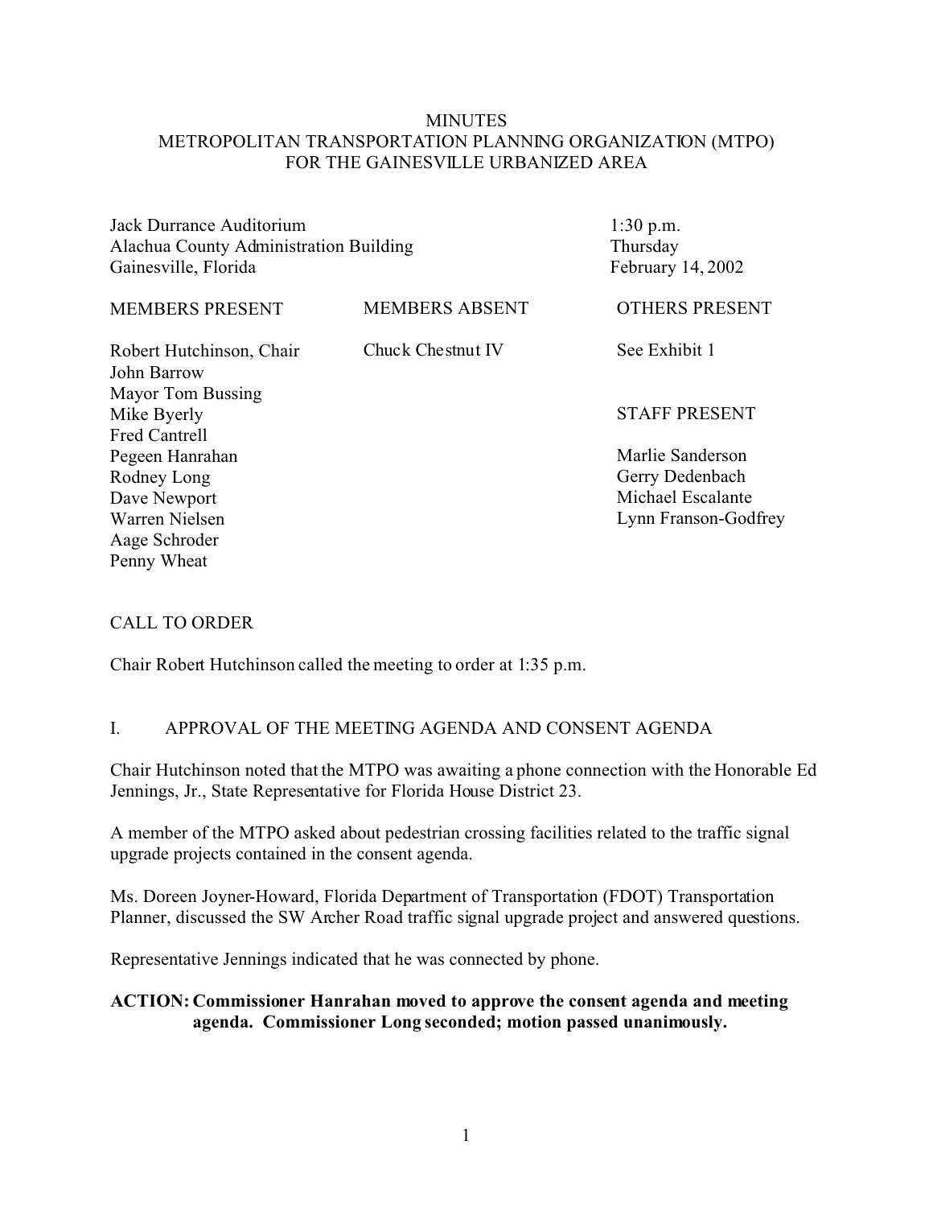# MINUTES
## METROPOLITAN TRANSPORTATION PLANNING ORGANIZATION (MTPO)
## FOR THE GAINESVILLE URBANIZED AREA

Jack Durrance Auditorium
Alachua County Administration Building
Gainesville, Florida

1:30 p.m.
Thursday
February 14, 2002

| MEMBERS PRESENT | MEMBERS ABSENT | OTHERS PRESENT |
|---|---|---|
| Robert Hutchinson, Chair | Chuck Chestnut IV | See Exhibit 1 |
| John Barrow | | |
| Mayor Tom Bussing | | |
| Mike Byerly | | STAFF PRESENT |
| Fred Cantrell | | |
| Pegeen Hanrahan | | Marlie Sanderson |
| Rodney Long | | Gerry Dedenbach |
| Dave Newport | | Michael Escalante |
| Warren Nielsen | | Lynn Franson-Godfrey |
| Aage Schroder | | |
| Penny Wheat | | |

CALL TO ORDER

Chair Robert Hutchinson called the meeting to order at 1:35 p.m.

I. APPROVAL OF THE MEETING AGENDA AND CONSENT AGENDA

Chair Hutchinson noted that the MTPO was awaiting a phone connection with the Honorable Ed Jennings, Jr., State Representative for Florida House District 23.

A member of the MTPO asked about pedestrian crossing facilities related to the traffic signal upgrade projects contained in the consent agenda.

Ms. Doreen Joyner-Howard, Florida Department of Transportation (FDOT) Transportation Planner, discussed the SW Archer Road traffic signal upgrade project and answered questions.

Representative Jennings indicated that he was connected by phone.

**ACTION: Commissioner Hanrahan moved to approve the consent agenda and meeting agenda. Commissioner Long seconded; motion passed unanimously.**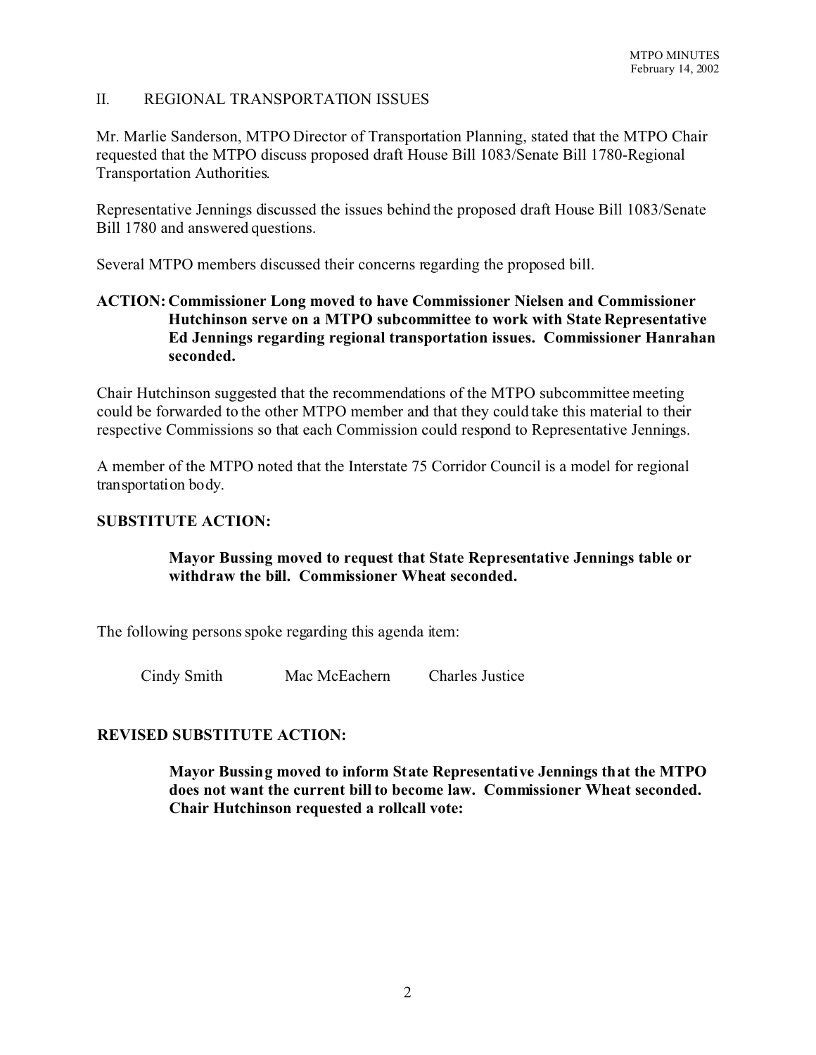## II. REGIONAL TRANSPORTATION ISSUES

Mr. Marlie Sanderson, MTPO Director of Transportation Planning, stated that the MTPO Chair requested that the MTPO discuss proposed draft House Bill 1083/Senate Bill 1780-Regional Transportation Authorities.

Representative Jennings discussed the issues behind the proposed draft House Bill 1083/Senate Bill 1780 and answered questions.

Several MTPO members discussed their concerns regarding the proposed bill.

**ACTION: Commissioner Long moved to have Commissioner Nielsen and Commissioner Hutchinson serve on a MTPO subcommittee to work with State Representative Ed Jennings regarding regional transportation issues. Commissioner Hanrahan seconded.**

Chair Hutchinson suggested that the recommendations of the MTPO subcommittee meeting could be forwarded to the other MTPO member and that they could take this material to their respective Commissions so that each Commission could respond to Representative Jennings.

A member of the MTPO noted that the Interstate 75 Corridor Council is a model for regional transportation body.

**SUBSTITUTE ACTION:**

**Mayor Bussing moved to request that State Representative Jennings table or withdraw the bill. Commissioner Wheat seconded.**

The following persons spoke regarding this agenda item:

Cindy Smith | Mac McEachern | Charles Justice

**REVISED SUBSTITUTE ACTION:**

**Mayor Bussing moved to inform State Representative Jennings that the MTPO does not want the current bill to become law. Commissioner Wheat seconded. Chair Hutchinson requested a rollcall vote:**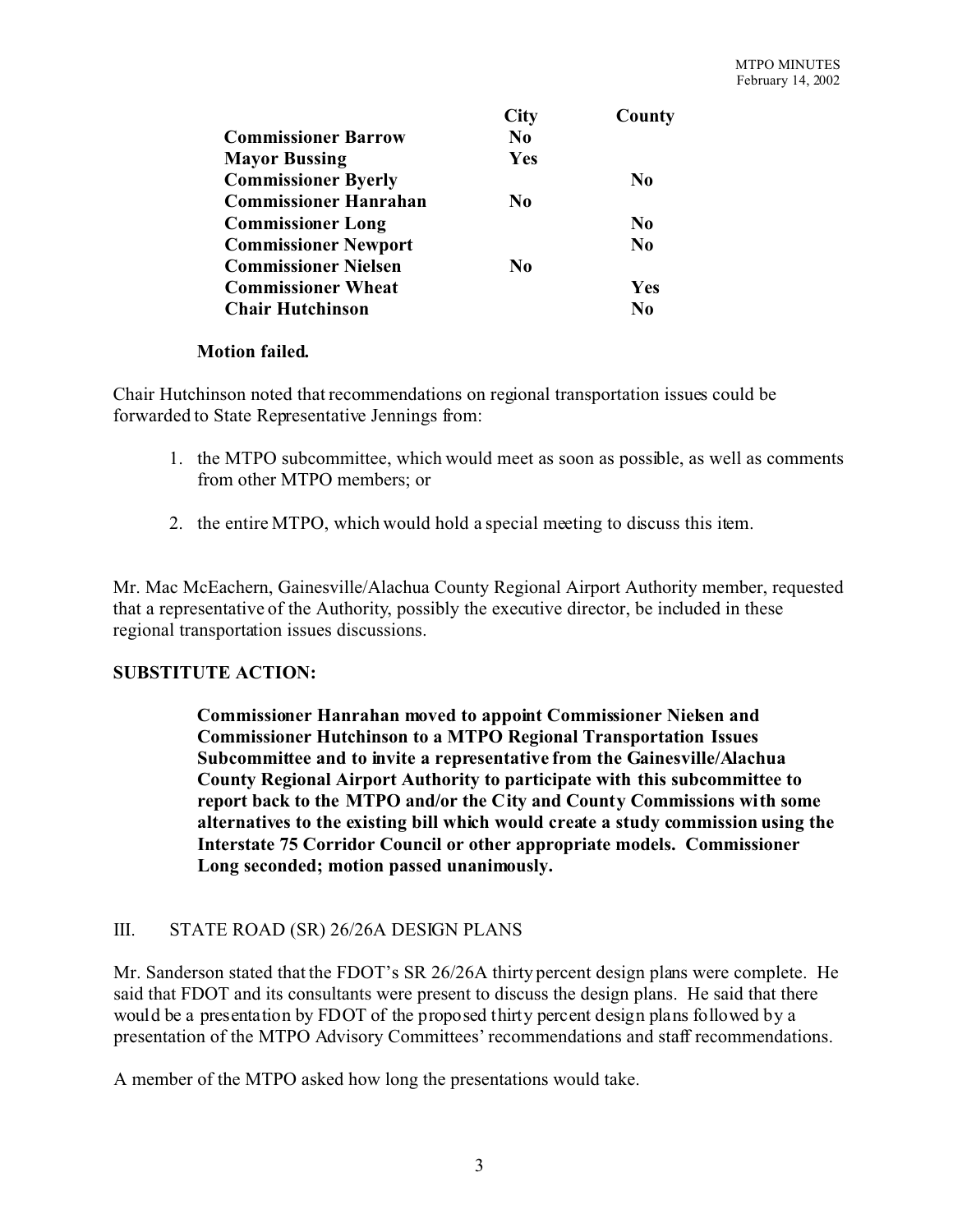| | City | County |
|---|---|---|
| **Commissioner Barrow** | **No** | |
| **Mayor Bussing** | **Yes** | |
| **Commissioner Byerly** | | **No** |
| **Commissioner Hanrahan** | **No** | |
| **Commissioner Long** | | **No** |
| **Commissioner Newport** | | **No** |
| **Commissioner Nielsen** | **No** | |
| **Commissioner Wheat** | | **Yes** |
| **Chair Hutchinson** | | **No** |

**Motion failed.**

Chair Hutchinson noted that recommendations on regional transportation issues could be forwarded to State Representative Jennings from:

1. the MTPO subcommittee, which would meet as soon as possible, as well as comments from other MTPO members; or
2. the entire MTPO, which would hold a special meeting to discuss this item.

Mr. Mac McEachern, Gainesville/Alachua County Regional Airport Authority member, requested that a representative of the Authority, possibly the executive director, be included in these regional transportation issues discussions.

**SUBSTITUTE ACTION:**

**Commissioner Hanrahan moved to appoint Commissioner Nielsen and Commissioner Hutchinson to a MTPO Regional Transportation Issues Subcommittee and to invite a representative from the Gainesville/Alachua County Regional Airport Authority to participate with this subcommittee to report back to the MTPO and/or the City and County Commissions with some alternatives to the existing bill which would create a study commission using the Interstate 75 Corridor Council or other appropriate models. Commissioner Long seconded; motion passed unanimously.**

## III. STATE ROAD (SR) 26/26A DESIGN PLANS

Mr. Sanderson stated that the FDOT's SR 26/26A thirty percent design plans were complete. He said that FDOT and its consultants were present to discuss the design plans. He said that there would be a presentation by FDOT of the proposed thirty percent design plans followed by a presentation of the MTPO Advisory Committees' recommendations and staff recommendations.

A member of the MTPO asked how long the presentations would take.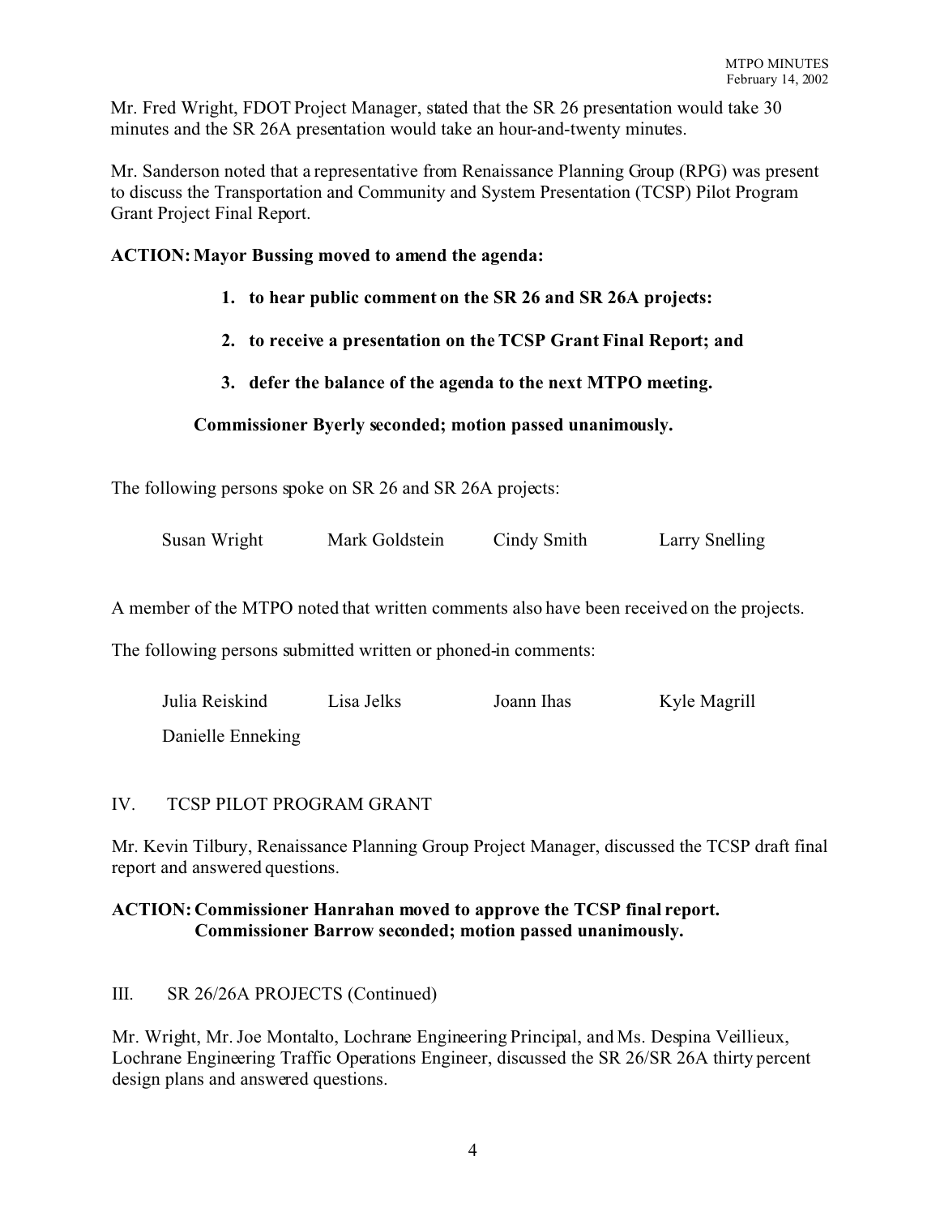Mr. Fred Wright, FDOT Project Manager, stated that the SR 26 presentation would take 30 minutes and the SR 26A presentation would take an hour-and-twenty minutes.

Mr. Sanderson noted that a representative from Renaissance Planning Group (RPG) was present to discuss the Transportation and Community and System Presentation (TCSP) Pilot Program Grant Project Final Report.

**ACTION: Mayor Bussing moved to amend the agenda:**

1. **to hear public comment on the SR 26 and SR 26A projects:**
2. **to receive a presentation on the TCSP Grant Final Report; and**
3. **defer the balance of the agenda to the next MTPO meeting.**

**Commissioner Byerly seconded; motion passed unanimously.**

The following persons spoke on SR 26 and SR 26A projects:

| Susan Wright | Mark Goldstein | Cindy Smith | Larry Snelling |
|---|---|---|---|

A member of the MTPO noted that written comments also have been received on the projects.

The following persons submitted written or phoned-in comments:

| Julia Reiskind | Lisa Jelks | Joann Ihas | Kyle Magrill |
|---|---|---|---|
| Danielle Enneking | | | |

## IV. TCSP PILOT PROGRAM GRANT

Mr. Kevin Tilbury, Renaissance Planning Group Project Manager, discussed the TCSP draft final report and answered questions.

**ACTION: Commissioner Hanrahan moved to approve the TCSP final report. Commissioner Barrow seconded; motion passed unanimously.**

## III. SR 26/26A PROJECTS (Continued)

Mr. Wright, Mr. Joe Montalto, Lochrane Engineering Principal, and Ms. Despina Veillieux, Lochrane Engineering Traffic Operations Engineer, discussed the SR 26/SR 26A thirty percent design plans and answered questions.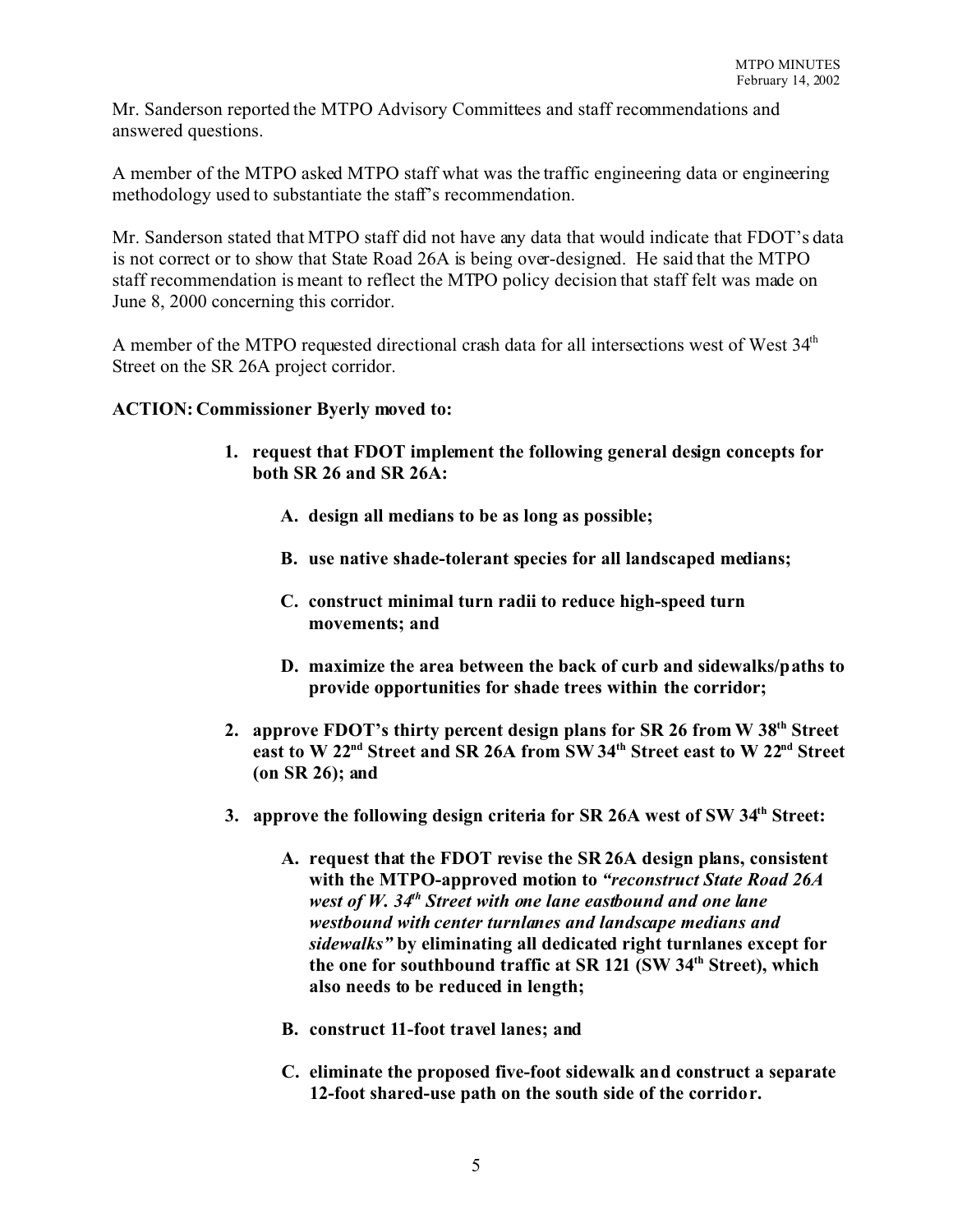Mr. Sanderson reported the MTPO Advisory Committees and staff recommendations and answered questions.

A member of the MTPO asked MTPO staff what was the traffic engineering data or engineering methodology used to substantiate the staff's recommendation.

Mr. Sanderson stated that MTPO staff did not have any data that would indicate that FDOT's data is not correct or to show that State Road 26A is being over-designed. He said that the MTPO staff recommendation is meant to reflect the MTPO policy decision that staff felt was made on June 8, 2000 concerning this corridor.

A member of the MTPO requested directional crash data for all intersections west of West 34th Street on the SR 26A project corridor.

**ACTION: Commissioner Byerly moved to:**

1. **request that FDOT implement the following general design concepts for both SR 26 and SR 26A:**

    A. **design all medians to be as long as possible;**

    B. **use native shade-tolerant species for all landscaped medians;**

    C. **construct minimal turn radii to reduce high-speed turn movements; and**

    D. **maximize the area between the back of curb and sidewalks/paths to provide opportunities for shade trees within the corridor;**

2. **approve FDOT's thirty percent design plans for SR 26 from W 38th Street east to W 22nd Street and SR 26A from SW 34th Street east to W 22nd Street (on SR 26); and**

3. **approve the following design criteria for SR 26A west of SW 34th Street:**

    A. **request that the FDOT revise the SR 26A design plans, consistent with the MTPO-approved motion to *"reconstruct State Road 26A west of W. 34th Street with one lane eastbound and one lane westbound with center turnlanes and landscape medians and sidewalks"* by eliminating all dedicated right turnlanes except for the one for southbound traffic at SR 121 (SW 34th Street), which also needs to be reduced in length;**

    B. **construct 11-foot travel lanes; and**

    C. **eliminate the proposed five-foot sidewalk and construct a separate 12-foot shared-use path on the south side of the corridor.**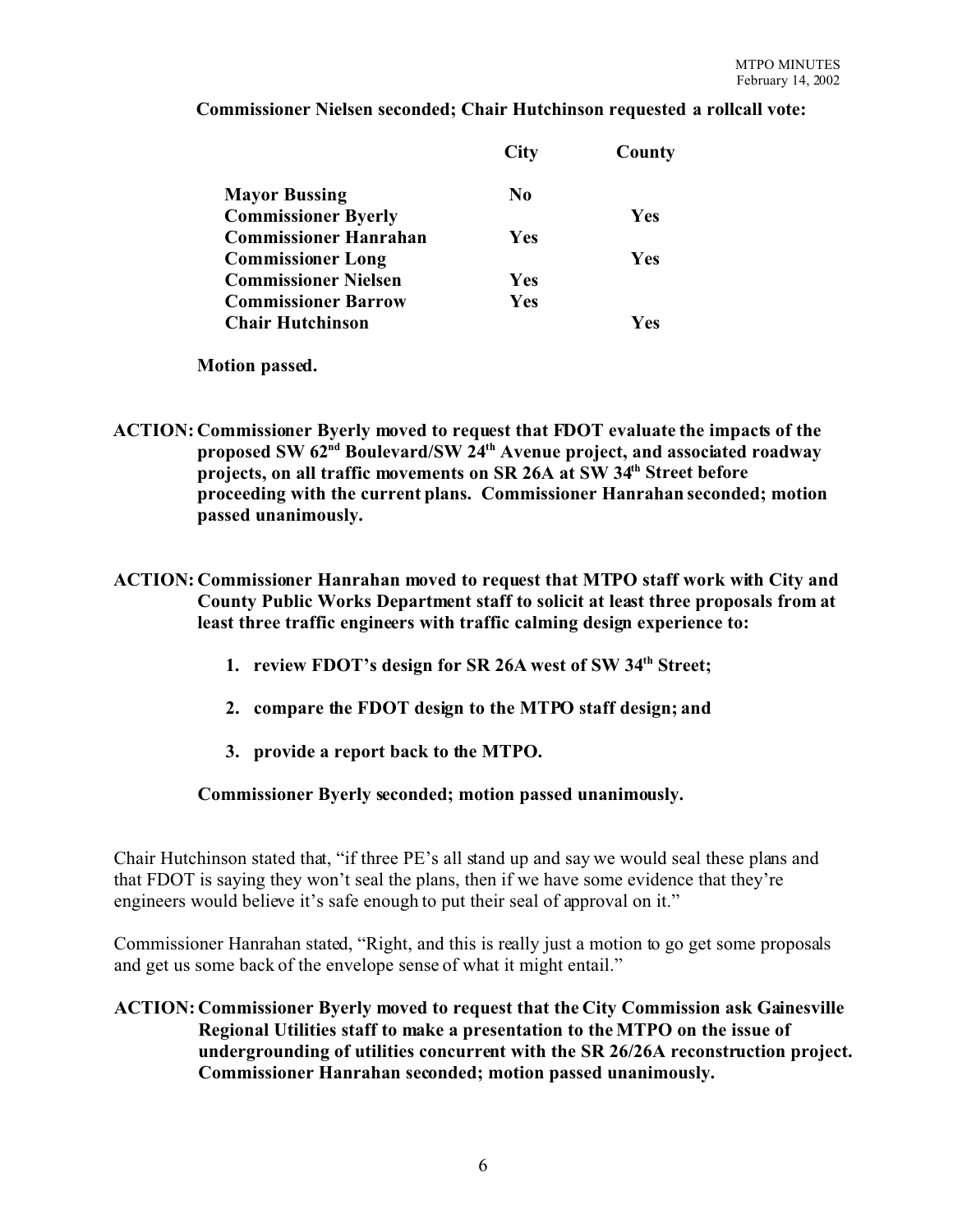**Commissioner Nielsen seconded; Chair Hutchinson requested a rollcall vote:**

| | City | County |
|---|---|---|
| **Mayor Bussing** | **No** | |
| **Commissioner Byerly** | | **Yes** |
| **Commissioner Hanrahan** | **Yes** | |
| **Commissioner Long** | | **Yes** |
| **Commissioner Nielsen** | **Yes** | |
| **Commissioner Barrow** | **Yes** | |
| **Chair Hutchinson** | | **Yes** |

**Motion passed.**

**ACTION: Commissioner Byerly moved to request that FDOT evaluate the impacts of the proposed SW 62nd Boulevard/SW 24th Avenue project, and associated roadway projects, on all traffic movements on SR 26A at SW 34th Street before proceeding with the current plans. Commissioner Hanrahan seconded; motion passed unanimously.**

**ACTION: Commissioner Hanrahan moved to request that MTPO staff work with City and County Public Works Department staff to solicit at least three proposals from at least three traffic engineers with traffic calming design experience to:**

1. **review FDOT's design for SR 26A west of SW 34th Street;**
2. **compare the FDOT design to the MTPO staff design; and**
3. **provide a report back to the MTPO.**

**Commissioner Byerly seconded; motion passed unanimously.**

Chair Hutchinson stated that, "if three PE's all stand up and say we would seal these plans and that FDOT is saying they won't seal the plans, then if we have some evidence that they're engineers would believe it's safe enough to put their seal of approval on it."

Commissioner Hanrahan stated, "Right, and this is really just a motion to go get some proposals and get us some back of the envelope sense of what it might entail."

**ACTION: Commissioner Byerly moved to request that the City Commission ask Gainesville Regional Utilities staff to make a presentation to the MTPO on the issue of undergrounding of utilities concurrent with the SR 26/26A reconstruction project. Commissioner Hanrahan seconded; motion passed unanimously.**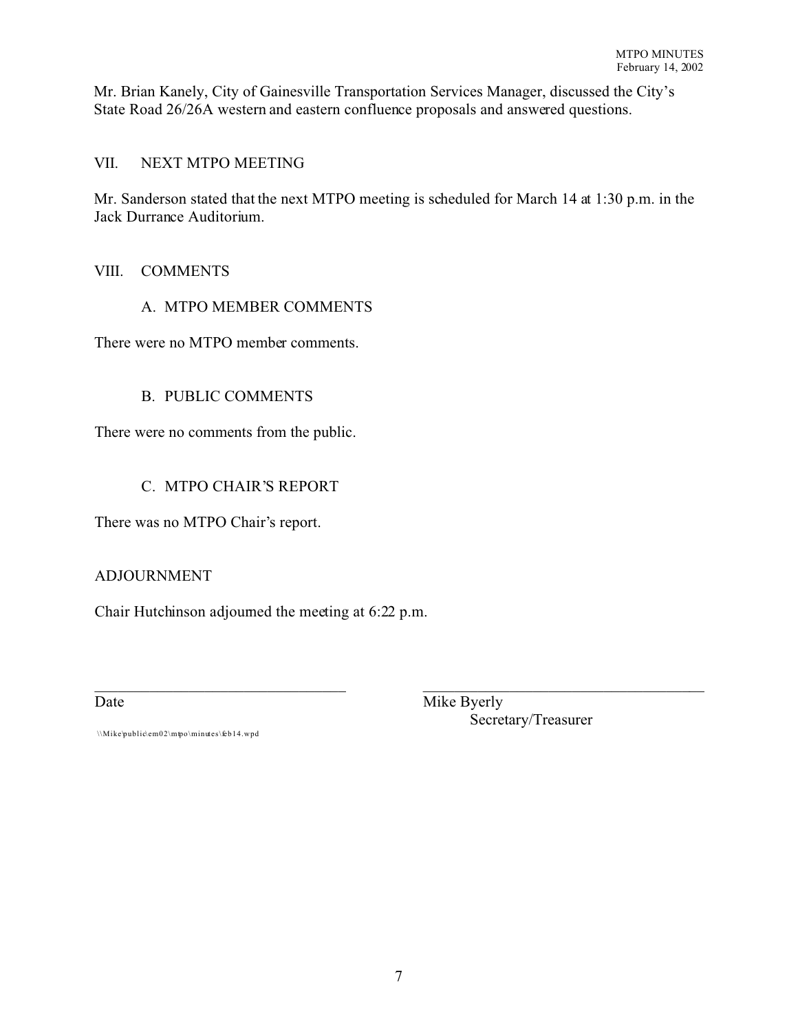Mr. Brian Kanely, City of Gainesville Transportation Services Manager, discussed the City's State Road 26/26A western and eastern confluence proposals and answered questions.

## VII. NEXT MTPO MEETING

Mr. Sanderson stated that the next MTPO meeting is scheduled for March 14 at 1:30 p.m. in the Jack Durrance Auditorium.

## VIII. COMMENTS

### A. MTPO MEMBER COMMENTS

There were no MTPO member comments.

### B. PUBLIC COMMENTS

There were no comments from the public.

### C. MTPO CHAIR'S REPORT

There was no MTPO Chair's report.

## ADJOURNMENT

Chair Hutchinson adjourned the meeting at 6:22 p.m.

_________________________________ &nbsp;&nbsp;&nbsp;&nbsp;&nbsp;&nbsp;&nbsp;&nbsp; _________________________________

Date &nbsp;&nbsp;&nbsp;&nbsp;&nbsp;&nbsp;&nbsp;&nbsp;&nbsp;&nbsp;&nbsp;&nbsp;&nbsp;&nbsp;&nbsp;&nbsp;&nbsp;&nbsp;&nbsp;&nbsp;&nbsp;&nbsp;&nbsp;&nbsp;&nbsp;&nbsp;&nbsp;&nbsp;&nbsp;&nbsp;&nbsp;&nbsp;&nbsp;&nbsp;&nbsp;&nbsp;&nbsp;&nbsp;&nbsp;&nbsp; Mike Byerly
Secretary/Treasurer

\\Mike\public\em02\mtpo\minutes\feb14.wpd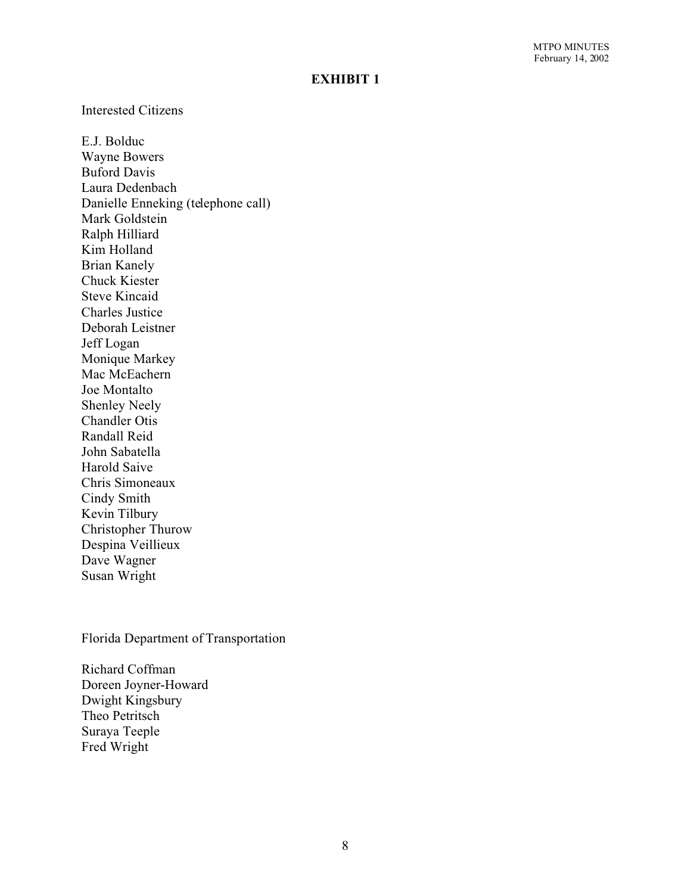## EXHIBIT 1

Interested Citizens

E.J. Bolduc
Wayne Bowers
Buford Davis
Laura Dedenbach
Danielle Enneking (telephone call)
Mark Goldstein
Ralph Hilliard
Kim Holland
Brian Kanely
Chuck Kiester
Steve Kincaid
Charles Justice
Deborah Leistner
Jeff Logan
Monique Markey
Mac McEachern
Joe Montalto
Shenley Neely
Chandler Otis
Randall Reid
John Sabatella
Harold Saive
Chris Simoneaux
Cindy Smith
Kevin Tilbury
Christopher Thurow
Despina Veillieux
Dave Wagner
Susan Wright

Florida Department of Transportation

Richard Coffman
Doreen Joyner-Howard
Dwight Kingsbury
Theo Petritsch
Suraya Teeple
Fred Wright